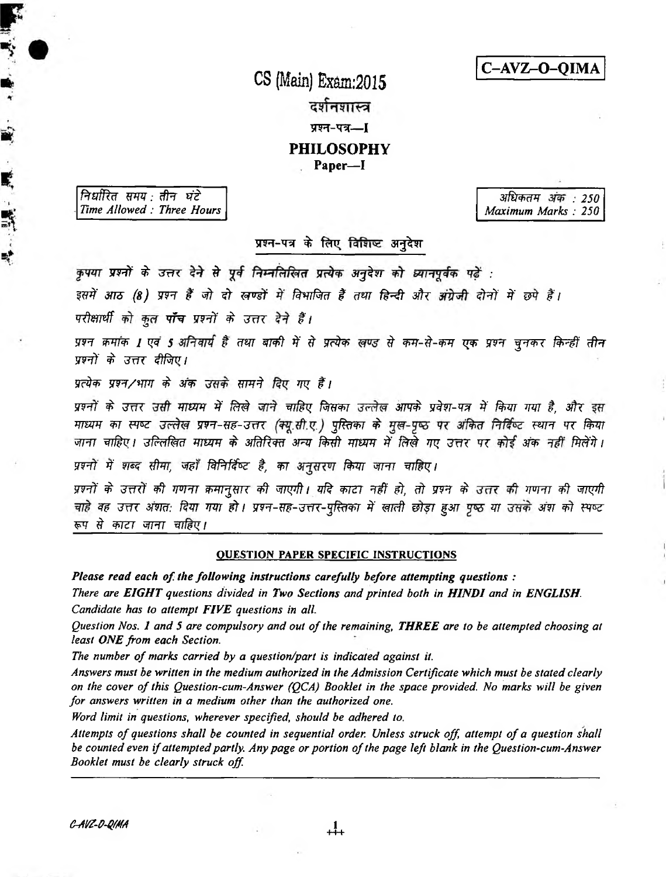**C–AVZ–O–QIMA**

# CS (Main) Exam:2015

## दर्शनशास्त्र

### प्रश्न-पत्र—I

## PHILOSOPHY

### Paper—I

| निर्धारित समय : तीन घंटे<br>*Time Allowed : Three Hours* | अधिकतम अंक : 250<br>*Maximum Marks : 250* |
|---|---|

**प्रश्न-पत्र के लिए विशिष्ट अनुदेश**

*कृपया प्रश्नों के उत्तर देने से पूर्व निम्नलिखित प्रत्येक अनुदेश को ध्यानपूर्वक पढ़ें :*

*इसमें आठ (8) प्रश्न हैं जो दो खण्डों में विभाजित हैं तथा हिन्दी और अंग्रेजी दोनों में छपे हैं।*

*परीक्षार्थी को कुल* **पाँच** *प्रश्नों के उत्तर देने हैं।*

*प्रश्न क्रमांक 1 एवं 5 अनिवार्य हैं तथा बाकी में से प्रत्येक खण्ड से कम-से-कम एक प्रश्न चुनकर किन्हीं तीन प्रश्नों के उत्तर दीजिए।*

*प्रत्येक प्रश्न/भाग के अंक उसके सामने दिए गए हैं।*

*प्रश्नों के उत्तर उसी माध्यम में लिखे जाने चाहिए जिसका उल्लेख आपके प्रवेश-पत्र में किया गया है, और इस माध्यम का स्पष्ट उल्लेख प्रश्न-सह-उत्तर (क्यू.सी.ए.) पुस्तिका के मुख-पृष्ठ पर अंकित निर्दिष्ट स्थान पर किया जाना चाहिए। उल्लिखित माध्यम के अतिरिक्त अन्य किसी माध्यम में लिखे गए उत्तर पर कोई अंक नहीं मिलेंगे।*

*प्रश्नों में शब्द सीमा, जहाँ विनिर्दिष्ट है, का अनुसरण किया जाना चाहिए।*

*प्रश्नों के उत्तरों की गणना क्रमानुसार की जाएगी। यदि काटा नहीं हो, तो प्रश्न के उत्तर की गणना की जाएगी चाहे वह उत्तर अंशतः दिया गया हो। प्रश्न-सह-उत्तर-पुस्तिका में खाली छोड़ा हुआ पृष्ठ या उसके अंश को स्पष्ट रूप से काटा जाना चाहिए।*

**QUESTION PAPER SPECIFIC INSTRUCTIONS**

***Please read each of the following instructions carefully before attempting questions :***

*There are* ***EIGHT*** *questions divided in* ***Two Sections*** *and printed both in* ***HINDI*** *and in* ***ENGLISH***.

*Candidate has to attempt* ***FIVE*** *questions in all.*

*Question Nos. 1 and 5 are compulsory and out of the remaining,* ***THREE*** *are to be attempted choosing at least* ***ONE*** *from each Section.*

*The number of marks carried by a question/part is indicated against it.*

*Answers must be written in the medium authorized in the Admission Certificate which must be stated clearly on the cover of this Question-cum-Answer (QCA) Booklet in the space provided. No marks will be given for answers written in a medium other than the authorized one.*

*Word limit in questions, wherever specified, should be adhered to.*

*Attempts of questions shall be counted in sequential order. Unless struck off, attempt of a question shall be counted even if attempted partly. Any page or portion of the page left blank in the Question-cum-Answer Booklet must be clearly struck off.*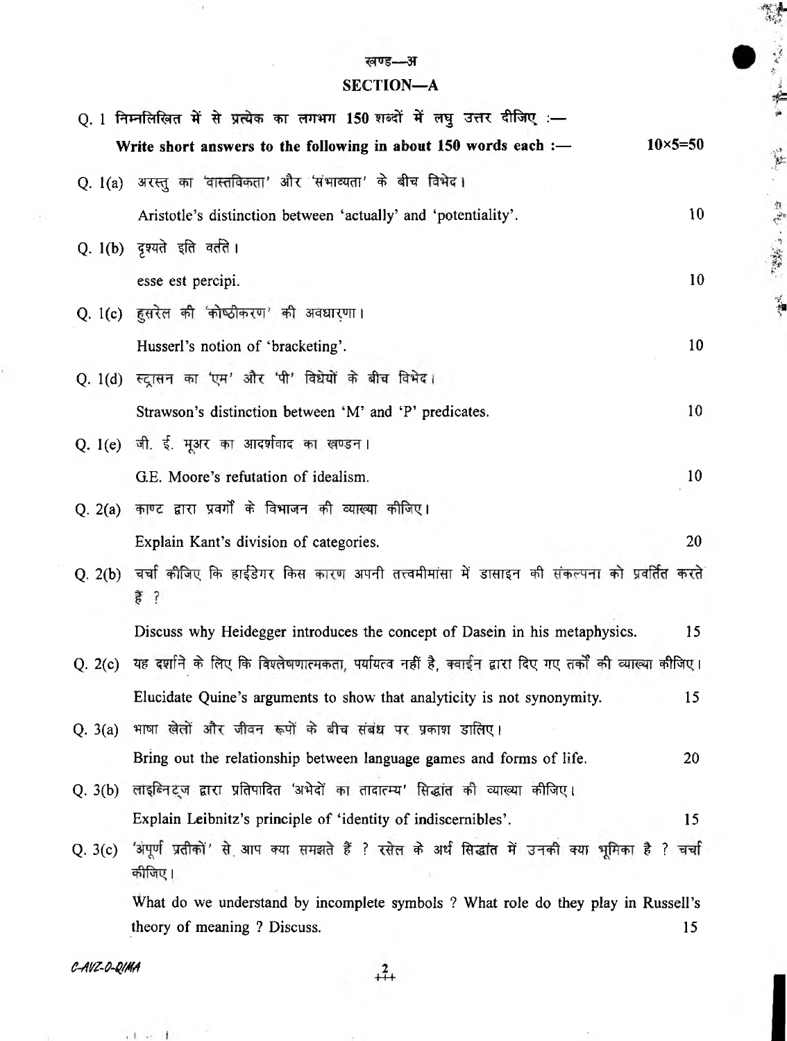## खण्ड—अ

## SECTION—A

Q. 1 निम्नलिखित में से प्रत्येक का लगभग 150 शब्दों में लघु उत्तर दीजिए :—

**Write short answers to the following in about 150 words each :—** **10×5=50**

Q. 1(a) अरस्तु का 'वास्तविकता' और 'संभाव्यता' के बीच विभेद।

Aristotle's distinction between 'actually' and 'potentiality'. 10

Q. 1(b) दृश्यते इति वर्तते।

esse est percipi. 10

Q. 1(c) हुसरेल की 'कोष्ठीकरण' की अवधारणा।

Husserl's notion of 'bracketing'. 10

Q. 1(d) स्ट्रासन का 'एम' और 'पी' विधेयों के बीच विभेद।

Strawson's distinction between 'M' and 'P' predicates. 10

Q. 1(e) जी. ई. मूअर का आदर्शवाद का खण्डन।

G.E. Moore's refutation of idealism. 10

Q. 2(a) काण्ट द्वारा प्रवर्गों के विभाजन की व्याख्या कीजिए।

Explain Kant's division of categories. 20

Q. 2(b) चर्चा कीजिए कि हाईडेगर किस कारण अपनी तत्त्वमीमांसा में डासाइन की संकल्पना को प्रवर्तित करते हैं ?

Discuss why Heidegger introduces the concept of Dasein in his metaphysics. 15

Q. 2(c) यह दर्शाने के लिए कि विश्लेषणात्मकता, पर्यायत्व नहीं है, क्वाईन द्वारा दिए गए तर्कों की व्याख्या कीजिए।

Elucidate Quine's arguments to show that analyticity is not synonymity. 15

Q. 3(a) भाषा खेलों और जीवन रूपों के बीच संबंध पर प्रकाश डालिए।

Bring out the relationship between language games and forms of life. 20

Q. 3(b) लाइब्निट्ज द्वारा प्रतिपादित 'अभेदों का तादात्म्य' सिद्धांत की व्याख्या कीजिए।

Explain Leibnitz's principle of 'identity of indiscernibles'. 15

Q. 3(c) 'अपूर्ण प्रतीकों' से आप क्या समझते हैं ? रसेल के अर्थ सिद्धांत में उनकी क्या भूमिका है ? चर्चा कीजिए।

What do we understand by incomplete symbols ? What role do they play in Russell's theory of meaning ? Discuss. 15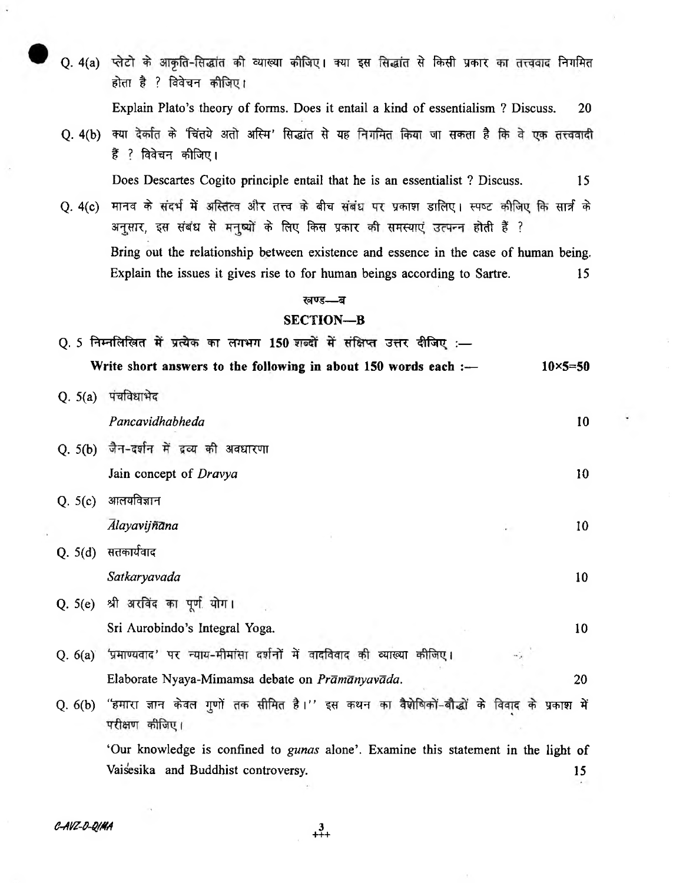Q. 4(a) प्लेटो के आकृति-सिद्धांत की व्याख्या कीजिए। क्या इस सिद्धांत से किसी प्रकार का तत्त्ववाद निगमित होता है ? विवेचन कीजिए।

Explain Plato's theory of forms. Does it entail a kind of essentialism ? Discuss. 20

Q. 4(b) क्या देकार्त के 'चिंतये अतो अस्मि' सिद्धांत से यह निगमित किया जा सकता है कि वे एक तत्त्ववादी हैं ? विवेचन कीजिए।

Does Descartes Cogito principle entail that he is an essentialist ? Discuss. 15

Q. 4(c) मानव के संदर्भ में अस्तित्व और तत्त्व के बीच संबंध पर प्रकाश डालिए। स्पष्ट कीजिए कि सार्त्र के अनुसार, इस संबंध से मनुष्यों के लिए किस प्रकार की समस्याएं उत्पन्न होती हैं ?

Bring out the relationship between existence and essence in the case of human being. Explain the issues it gives rise to for human beings according to Sartre. 15

## खण्ड—ब

## SECTION—B

Q. 5 निम्नलिखित में प्रत्येक का लगभग 150 शब्दों में संक्षिप्त उत्तर दीजिए :—

**Write short answers to the following in about 150 words each :—** **10×5=50**

Q. 5(a) पंचविधाभेद

*Pancavidhabheda* 10

Q. 5(b) जैन-दर्शन में द्रव्य की अवधारणा

Jain concept of *Dravya* 10

Q. 5(c) आलयविज्ञान

*Ālayavijñāna* 10

Q. 5(d) सतकार्यवाद

*Satkaryavada* 10

Q. 5(e) श्री अरविंद का पूर्ण योग।

Sri Aurobindo's Integral Yoga. 10

Q. 6(a) 'प्रामाण्यवाद' पर न्याय-मीमांसा दर्शनों में वादविवाद की व्याख्या कीजिए।

Elaborate Nyaya-Mimamsa debate on *Prāmāṇyavāda*. 20

Q. 6(b) "हमारा ज्ञान केवल गुणों तक सीमित है।" इस कथन का वैशेषिकों-बौद्धों के विवाद के प्रकाश में परीक्षण कीजिए।

'Our knowledge is confined to *gunas* alone'. Examine this statement in the light of Vaiśesika and Buddhist controversy. 15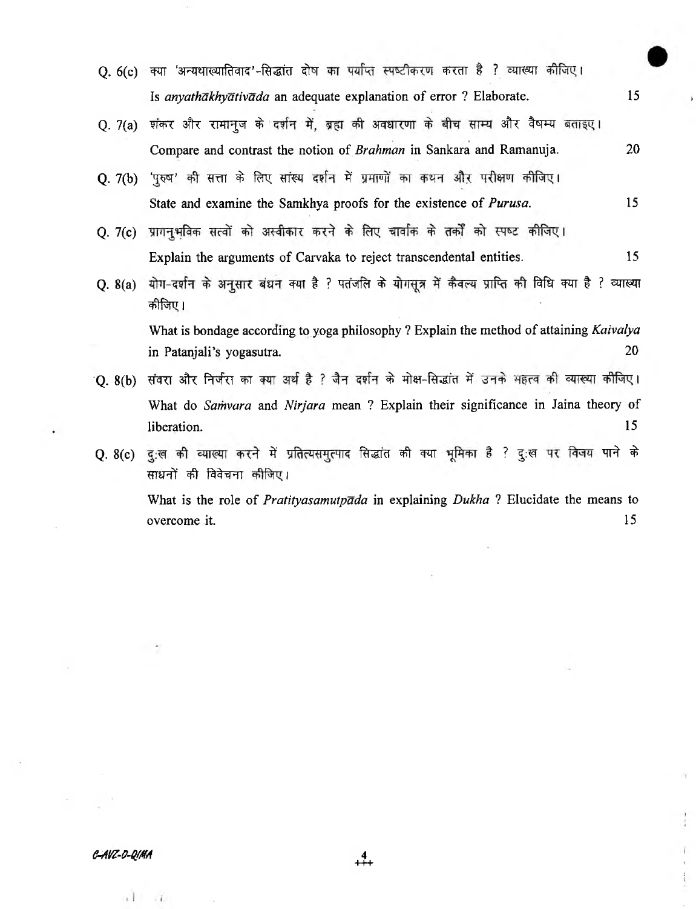Q. 6(c) क्या 'अन्यथाख्यातिवाद'-सिद्धांत दोष का पर्याप्त स्पष्टीकरण करता है ? व्याख्या कीजिए।

Is *anyathākhyātivāda* an adequate explanation of error ? Elaborate. 15

Q. 7(a) शंकर और रामानुज के दर्शन में, ब्रह्म की अवधारणा के बीच साम्य और वैषम्य बताइए।

Compare and contrast the notion of *Brahman* in Sankara and Ramanuja. 20

Q. 7(b) 'पुरुष' की सत्ता के लिए सांख्य दर्शन में प्रमाणों का कथन और परीक्षण कीजिए।

State and examine the Samkhya proofs for the existence of *Purusa*. 15

Q. 7(c) प्रागनुभविक सत्वों को अस्वीकार करने के लिए चार्वाक के तर्कों को स्पष्ट कीजिए।

Explain the arguments of Carvaka to reject transcendental entities. 15

Q. 8(a) योग-दर्शन के अनुसार बंधन क्या है ? पतंजलि के योगसूत्र में कैवल्य प्राप्ति की विधि क्या है ? व्याख्या कीजिए।

What is bondage according to yoga philosophy ? Explain the method of attaining *Kaivalya* in Patanjali's yogasutra. 20

Q. 8(b) संवरा और निर्जरा का क्या अर्थ है ? जैन दर्शन के मोक्ष-सिद्धांत में उनके महत्व की व्याख्या कीजिए।

What do *Saṁvara* and *Nirjara* mean ? Explain their significance in Jaina theory of liberation. 15

Q. 8(c) दु:ख की व्याख्या करने में प्रतित्यसमुत्पाद सिद्धांत की क्या भूमिका है ? दु:ख पर विजय पाने के साधनों की विवेचना कीजिए।

What is the role of *Pratityasamutpāda* in explaining *Dukha* ? Elucidate the means to overcome it. 15